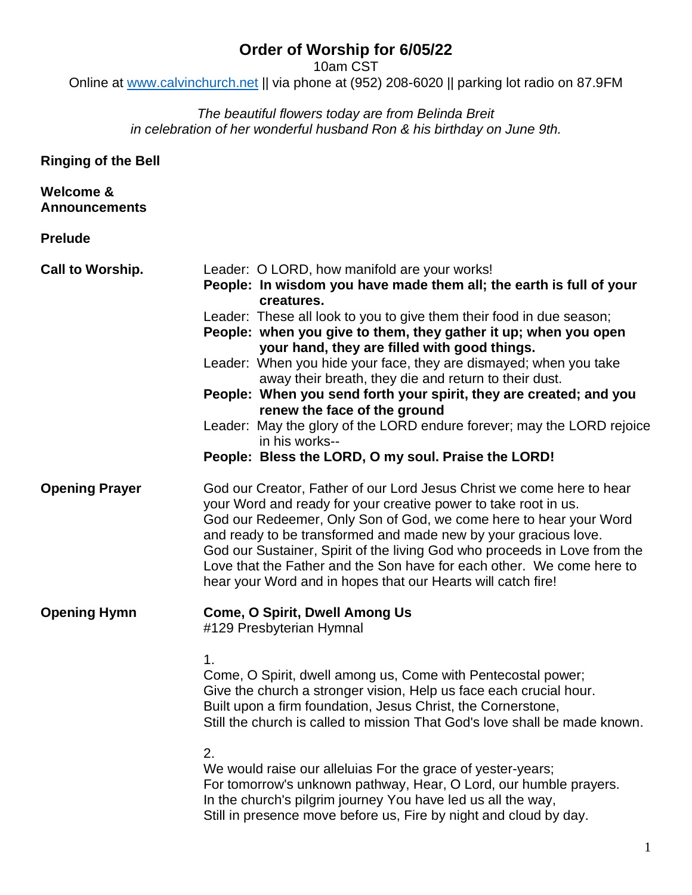# Order of Worship for 6/05/22

10am CST

Online at www.calvinchurch.net || via phone at (952) 208-6020 || parking lot radio on 87.9FM

*The beautiful flowers today are from Belinda Breit in celebration of her wonderful husband Ron & his birthday on June 9th.*

**Ringing of the Bell**

**Welcome & Announcements**

**Prelude**

**Call to Worship.**

Leader: O LORD, how manifold are your works!
**People: In wisdom you have made them all; the earth is full of your creatures.**
Leader: These all look to you to give them their food in due season;
**People: when you give to them, they gather it up; when you open your hand, they are filled with good things.**
Leader: When you hide your face, they are dismayed; when you take away their breath, they die and return to their dust.
**People: When you send forth your spirit, they are created; and you renew the face of the ground**
Leader: May the glory of the LORD endure forever; may the LORD rejoice in his works--
**People: Bless the LORD, O my soul. Praise the LORD!**

**Opening Prayer**

God our Creator, Father of our Lord Jesus Christ we come here to hear your Word and ready for your creative power to take root in us.
God our Redeemer, Only Son of God, we come here to hear your Word and ready to be transformed and made new by your gracious love.
God our Sustainer, Spirit of the living God who proceeds in Love from the Love that the Father and the Son have for each other. We come here to hear your Word and in hopes that our Hearts will catch fire!

**Opening Hymn**

**Come, O Spirit, Dwell Among Us**
#129 Presbyterian Hymnal

1.
Come, O Spirit, dwell among us, Come with Pentecostal power;
Give the church a stronger vision, Help us face each crucial hour.
Built upon a firm foundation, Jesus Christ, the Cornerstone,
Still the church is called to mission That God's love shall be made known.

2.
We would raise our alleluias For the grace of yester-years;
For tomorrow's unknown pathway, Hear, O Lord, our humble prayers.
In the church's pilgrim journey You have led us all the way,
Still in presence move before us, Fire by night and cloud by day.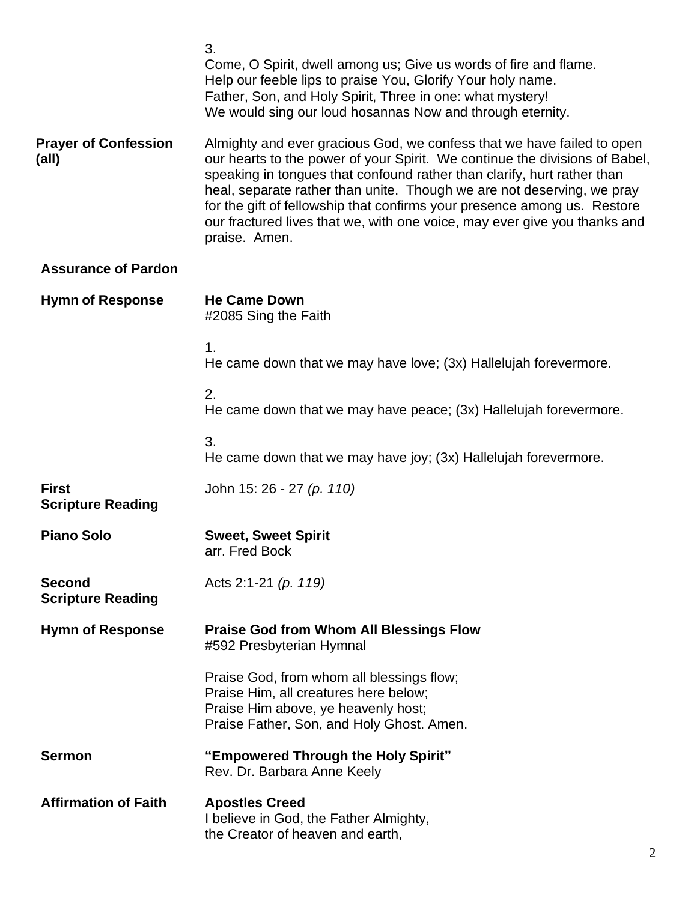3.
Come, O Spirit, dwell among us; Give us words of fire and flame.
Help our feeble lips to praise You, Glorify Your holy name.
Father, Son, and Holy Spirit, Three in one: what mystery!
We would sing our loud hosannas Now and through eternity.

**Prayer of Confession (all)**

Almighty and ever gracious God, we confess that we have failed to open our hearts to the power of your Spirit. We continue the divisions of Babel, speaking in tongues that confound rather than clarify, hurt rather than heal, separate rather than unite. Though we are not deserving, we pray for the gift of fellowship that confirms your presence among us. Restore our fractured lives that we, with one voice, may ever give you thanks and praise. Amen.

**Assurance of Pardon**

**Hymn of Response** — **He Came Down**
#2085 Sing the Faith

1.
He came down that we may have love; (3x) Hallelujah forevermore.

2.
He came down that we may have peace; (3x) Hallelujah forevermore.

3.
He came down that we may have joy; (3x) Hallelujah forevermore.

**First Scripture Reading** — John 15: 26 - 27 *(p. 110)*

**Piano Solo** — **Sweet, Sweet Spirit**
arr. Fred Bock

**Second Scripture Reading** — Acts 2:1-21 *(p. 119)*

**Hymn of Response** — **Praise God from Whom All Blessings Flow**
#592 Presbyterian Hymnal

Praise God, from whom all blessings flow;
Praise Him, all creatures here below;
Praise Him above, ye heavenly host;
Praise Father, Son, and Holy Ghost. Amen.

**Sermon** — **"Empowered Through the Holy Spirit"**
Rev. Dr. Barbara Anne Keely

**Affirmation of Faith** — **Apostles Creed**
I believe in God, the Father Almighty,
the Creator of heaven and earth,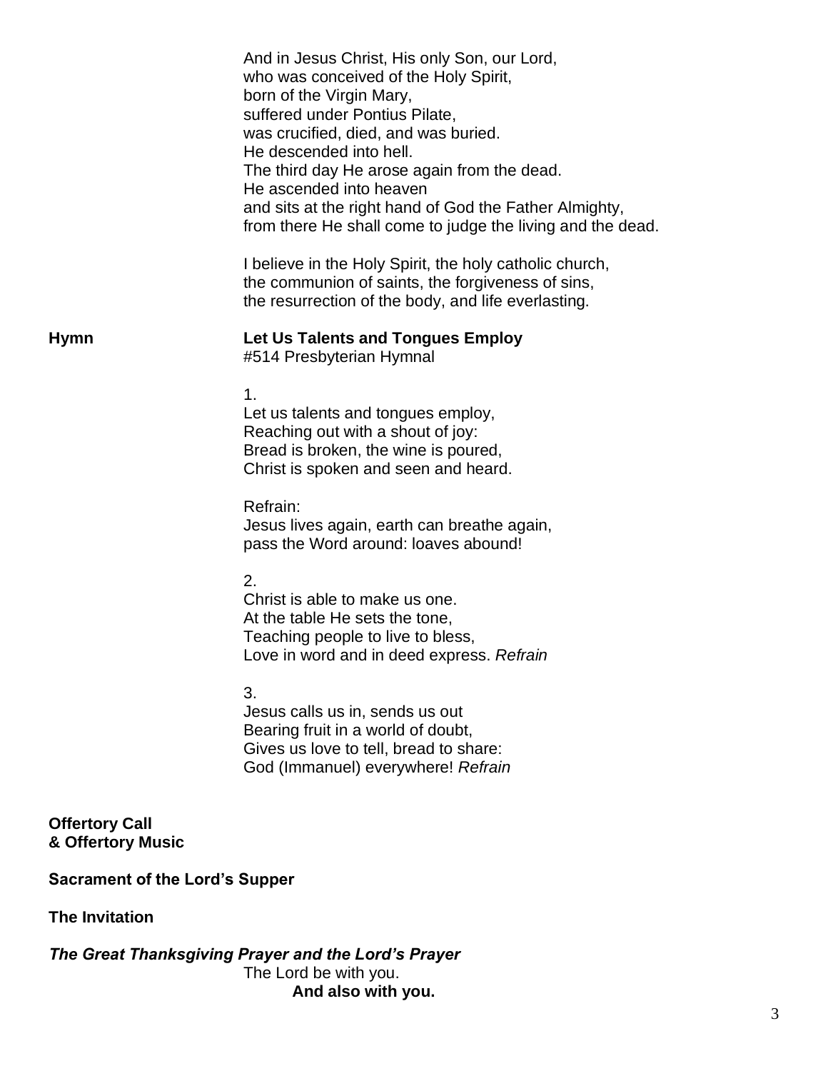And in Jesus Christ, His only Son, our Lord,
who was conceived of the Holy Spirit,
born of the Virgin Mary,
suffered under Pontius Pilate,
was crucified, died, and was buried.
He descended into hell.
The third day He arose again from the dead.
He ascended into heaven
and sits at the right hand of God the Father Almighty,
from there He shall come to judge the living and the dead.

I believe in the Holy Spirit, the holy catholic church,
the communion of saints, the forgiveness of sins,
the resurrection of the body, and life everlasting.

**Hymn** **Let Us Talents and Tongues Employ**
#514 Presbyterian Hymnal

1.
Let us talents and tongues employ,
Reaching out with a shout of joy:
Bread is broken, the wine is poured,
Christ is spoken and seen and heard.

Refrain:
Jesus lives again, earth can breathe again,
pass the Word around: loaves abound!

2.
Christ is able to make us one.
At the table He sets the tone,
Teaching people to live to bless,
Love in word and in deed express. *Refrain*

3.
Jesus calls us in, sends us out
Bearing fruit in a world of doubt,
Gives us love to tell, bread to share:
God (Immanuel) everywhere! *Refrain*

**Offertory Call**
**& Offertory Music**

**Sacrament of the Lord's Supper**

**The Invitation**

***The Great Thanksgiving Prayer and the Lord's Prayer***

The Lord be with you.
**And also with you.**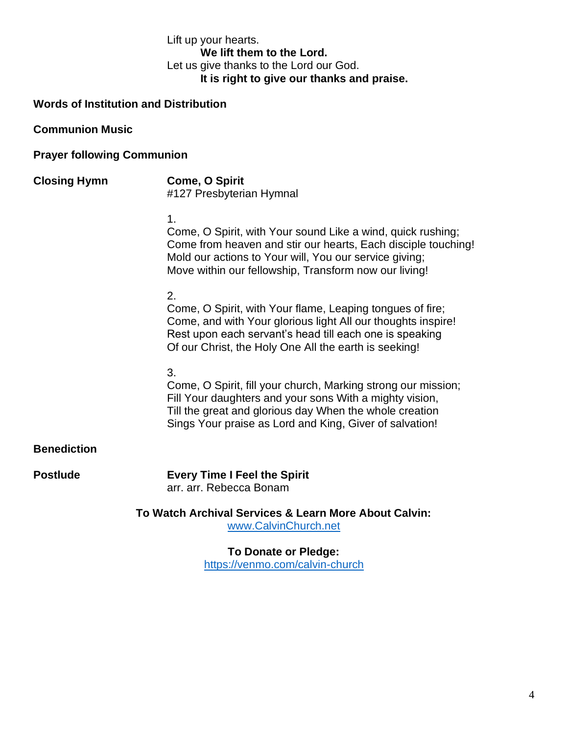Lift up your hearts.
**We lift them to the Lord.**
Let us give thanks to the Lord our God.
**It is right to give our thanks and praise.**

**Words of Institution and Distribution**

**Communion Music**

**Prayer following Communion**

**Closing Hymn** **Come, O Spirit**
#127 Presbyterian Hymnal

1.
Come, O Spirit, with Your sound Like a wind, quick rushing;
Come from heaven and stir our hearts, Each disciple touching!
Mold our actions to Your will, You our service giving;
Move within our fellowship, Transform now our living!

2.
Come, O Spirit, with Your flame, Leaping tongues of fire;
Come, and with Your glorious light All our thoughts inspire!
Rest upon each servant's head till each one is speaking
Of our Christ, the Holy One All the earth is seeking!

3.
Come, O Spirit, fill your church, Marking strong our mission;
Fill Your daughters and your sons With a mighty vision,
Till the great and glorious day When the whole creation
Sings Your praise as Lord and King, Giver of salvation!

**Benediction**

**Postlude** **Every Time I Feel the Spirit**
arr. arr. Rebecca Bonam

**To Watch Archival Services & Learn More About Calvin:**
www.CalvinChurch.net

**To Donate or Pledge:**
https://venmo.com/calvin-church